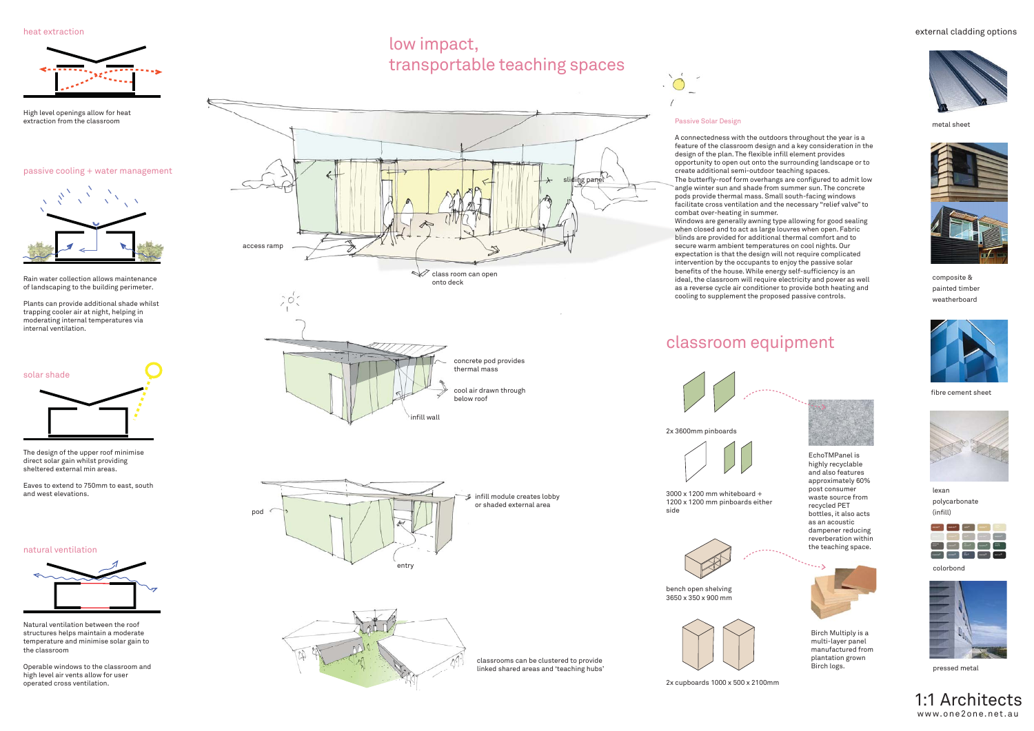# low impact, transportable teaching spaces

## heat extraction

High level openings allow for heat extraction from the classroom

## passive cooling + water management

Rain water collection allows maintenance of landscaping to the building perimeter.

Plants can provide additional shade whilst trapping cooler air at night, helping in moderating internal temperatures via internal ventilation.

## solar shade

The design of the upper roof minimise direct solar gain whilst providing sheltered external min areas.

Eaves to extend to 750mm to east, south and west elevations.

## natural ventilation

Natural ventilation between the roof structures helps maintain a moderate temperature and minimise solar gain to the classroom

Operable windows to the classroom and high level air vents allow for user operated cross ventilation.

access ramp

sliding panel

class room can open onto deck

concrete pod provides thermal mass

cool air drawn through below roof

infill wall

pod

infill module creates lobby or shaded external area

entry

classrooms can be clustered to provide linked shared areas and 'teaching hubs'

### Passive Solar Design

A connectedness with the outdoors throughout the year is a feature of the classroom design and a key consideration in the design of the plan. The flexible infill element provides opportunity to open out onto the surrounding landscape or to create additional semi-outdoor teaching spaces.

The butterfly-roof form overhangs are configured to admit low angle winter sun and shade from summer sun. The concrete pods provide thermal mass. Small south-facing windows facilitate cross ventilation and the necessary "relief valve" to combat over-heating in summer.

Windows are generally awning type allowing for good sealing when closed and to act as large louvres when open. Fabric blinds are provided for additional thermal comfort and to secure warm ambient temperatures on cool nights. Our expectation is that the design will not require complicated intervention by the occupants to enjoy the passive solar benefits of the house. While energy self-sufficiency is an ideal, the classroom will require electricity and power as well as a reverse cycle air conditioner to provide both heating and cooling to supplement the proposed passive controls.

## classroom equipment

2x 3600mm pinboards

EchoTMPanel is highly recyclable and also features approximately 60% post consumer waste source from recycled PET bottles, it also acts as an acoustic dampener reducing reverberation within the teaching space.

3000 x 1200 mm whiteboard + 1200 x 1200 mm pinboards either side

bench open shelving
3650 x 350 x 900 mm

Birch Multiply is a multi-layer panel manufactured from plantation grown Birch logs.

2x cupboards 1000 x 500 x 2100mm

## external cladding options

metal sheet

composite & painted timber weatherboard

fibre cement sheet

lexan polycarbonate (infill)

colorbond

pressed metal

1:1 Architects
www.one2one.net.au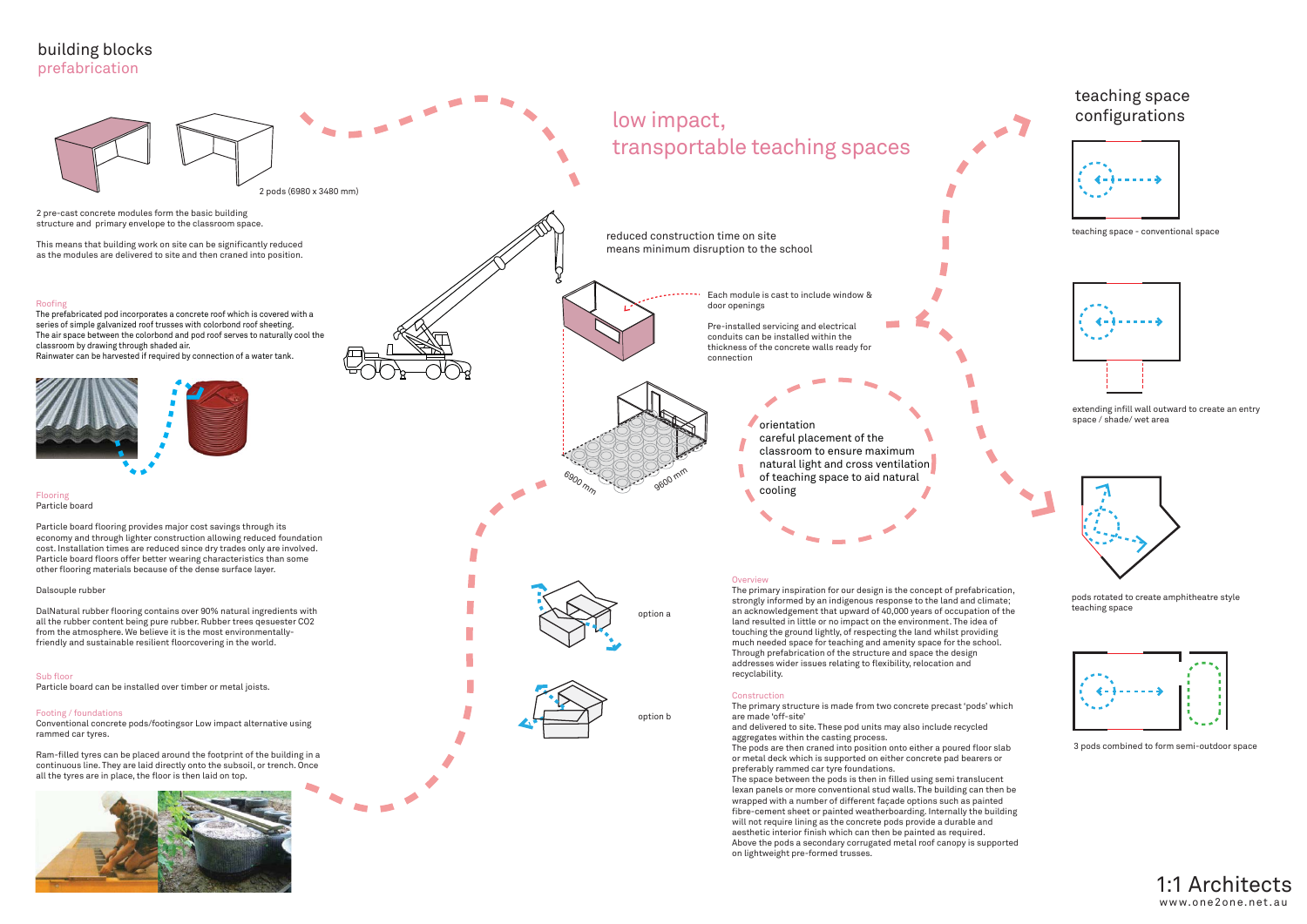# building blocks

## prefabrication

2 pods (6980 x 3480 mm)

2 pre-cast concrete modules form the basic building structure and primary envelope to the classroom space.

This means that building work on site can be significantly reduced as the modules are delivered to site and then craned into position.

### Roofing

The prefabricated pod incorporates a concrete roof which is covered with a series of simple galvanized roof trusses with colorbond roof sheeting.
The air space between the colorbond and pod roof serves to naturally cool the classroom by drawing through shaded air.
Rainwater can be harvested if required by connection of a water tank.

### Flooring

Particle board

Particle board flooring provides major cost savings through its economy and through lighter construction allowing reduced foundation cost. Installation times are reduced since dry trades only are involved. Particle board floors offer better wearing characteristics than some other flooring materials because of the dense surface layer.

Dalsouple rubber

DalNatural rubber flooring contains over 90% natural ingredients with all the rubber content being pure rubber. Rubber trees qesuester $CO_2$ from the atmosphere. We believe it is the most environmentally-friendly and sustainable resilient floorcovering in the world.

### Sub floor

Particle board can be installed over timber or metal joists.

### Footing / foundations

Conventional concrete pods/footingsor Low impact alternative using rammed car tyres.

Ram-filled tyres can be placed around the footprint of the building in a continuous line. They are laid directly onto the subsoil, or trench. Once all the tyres are in place, the floor is then laid on top.

# low impact, transportable teaching spaces

reduced construction time on site means minimum disruption to the school

Each module is cast to include window & door openings

Pre-installed servicing and electrical conduits can be installed within the thickness of the concrete walls ready for connection

6900 mm

9600 mm

orientation
careful placement of the classroom to ensure maximum natural light and cross ventilation of teaching space to aid natural cooling

option a

option b

### Overview

The primary inspiration for our design is the concept of prefabrication, strongly informed by an indigenous response to the land and climate; an acknowledgement that upward of 40,000 years of occupation of the land resulted in little or no impact on the environment. The idea of touching the ground lightly, of respecting the land whilst providing much needed space for teaching and amenity space for the school. Through prefabrication of the structure and space the design addresses wider issues relating to flexibility, relocation and recyclability.

### Construction

The primary structure is made from two concrete precast 'pods' which are made 'off-site'
and delivered to site. These pod units may also include recycled aggregates within the casting process.
The pods are then craned into position onto either a poured floor slab or metal deck which is supported on either concrete pad bearers or preferably rammed car tyre foundations.
The space between the pods is then in filled using semi translucent lexan panels or more conventional stud walls. The building can then be wrapped with a number of different façade options such as painted fibre-cement sheet or painted weatherboarding. Internally the building will not require lining as the concrete pods provide a durable and aesthetic interior finish which can then be painted as required.
Above the pods a secondary corrugated metal roof canopy is supported on lightweight pre-formed trusses.

# teaching space configurations

teaching space - conventional space

extending infill wall outward to create an entry space / shade/ wet area

pods rotated to create amphitheatre style teaching space

3 pods combined to form semi-outdoor space

1:1 Architects
www.one2one.net.au